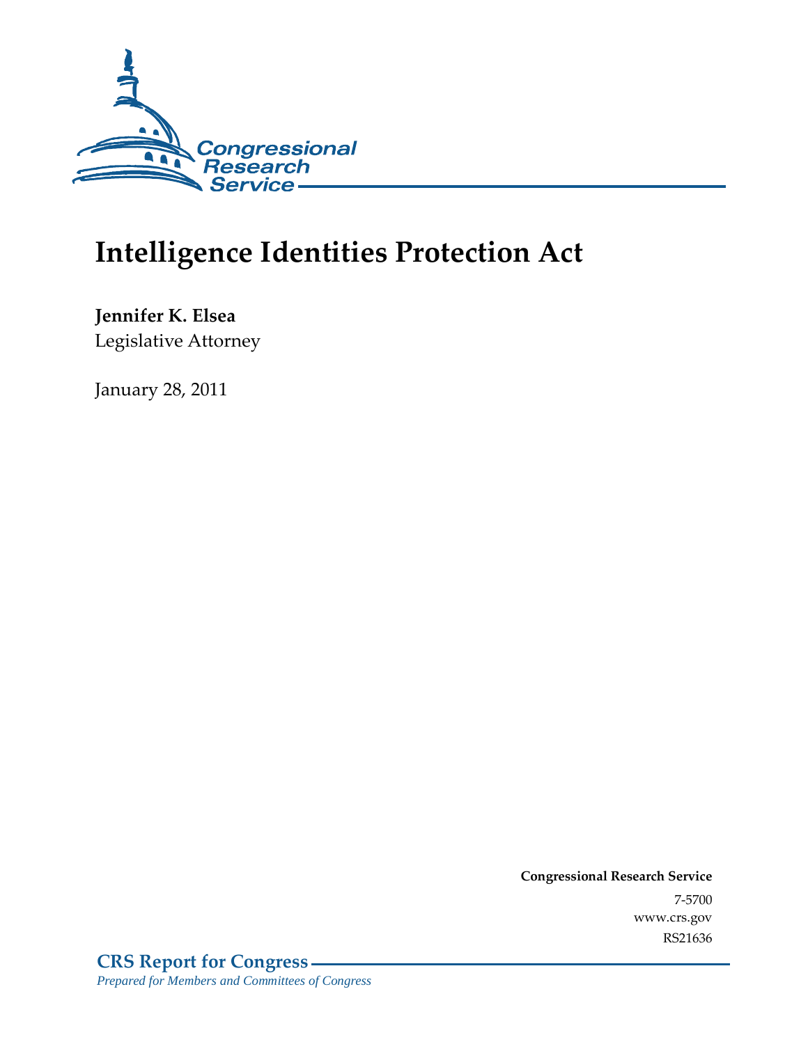Congressional Research Service

# Intelligence Identities Protection Act

**Jennifer K. Elsea**
Legislative Attorney

January 28, 2011

**Congressional Research Service**
7-5700
www.crs.gov
RS21636

**CRS Report for Congress**
*Prepared for Members and Committees of Congress*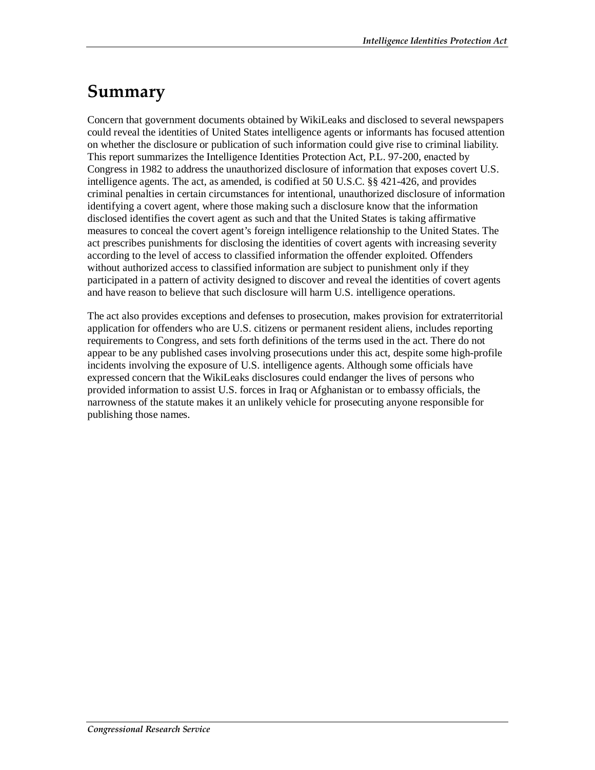# Summary

Concern that government documents obtained by WikiLeaks and disclosed to several newspapers could reveal the identities of United States intelligence agents or informants has focused attention on whether the disclosure or publication of such information could give rise to criminal liability. This report summarizes the Intelligence Identities Protection Act, P.L. 97-200, enacted by Congress in 1982 to address the unauthorized disclosure of information that exposes covert U.S. intelligence agents. The act, as amended, is codified at 50 U.S.C. §§ 421-426, and provides criminal penalties in certain circumstances for intentional, unauthorized disclosure of information identifying a covert agent, where those making such a disclosure know that the information disclosed identifies the covert agent as such and that the United States is taking affirmative measures to conceal the covert agent's foreign intelligence relationship to the United States. The act prescribes punishments for disclosing the identities of covert agents with increasing severity according to the level of access to classified information the offender exploited. Offenders without authorized access to classified information are subject to punishment only if they participated in a pattern of activity designed to discover and reveal the identities of covert agents and have reason to believe that such disclosure will harm U.S. intelligence operations.

The act also provides exceptions and defenses to prosecution, makes provision for extraterritorial application for offenders who are U.S. citizens or permanent resident aliens, includes reporting requirements to Congress, and sets forth definitions of the terms used in the act. There do not appear to be any published cases involving prosecutions under this act, despite some high-profile incidents involving the exposure of U.S. intelligence agents. Although some officials have expressed concern that the WikiLeaks disclosures could endanger the lives of persons who provided information to assist U.S. forces in Iraq or Afghanistan or to embassy officials, the narrowness of the statute makes it an unlikely vehicle for prosecuting anyone responsible for publishing those names.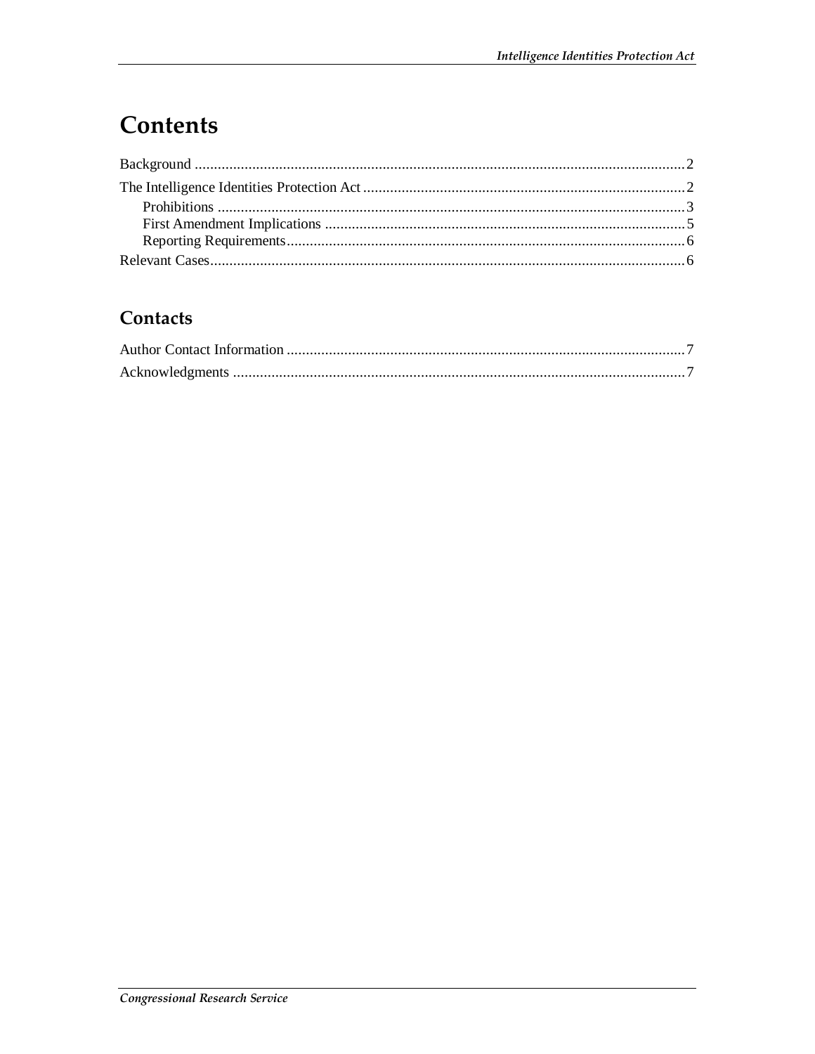# Contents

Background ........................................................................................................................ 2
The Intelligence Identities Protection Act ........................................................................... 2
    Prohibitions ................................................................................................................. 3
    First Amendment Implications ..................................................................................... 5
    Reporting Requirements ............................................................................................... 6
Relevant Cases ..................................................................................................................... 6

## Contacts

Author Contact Information ................................................................................................ 7
Acknowledgments ............................................................................................................... 7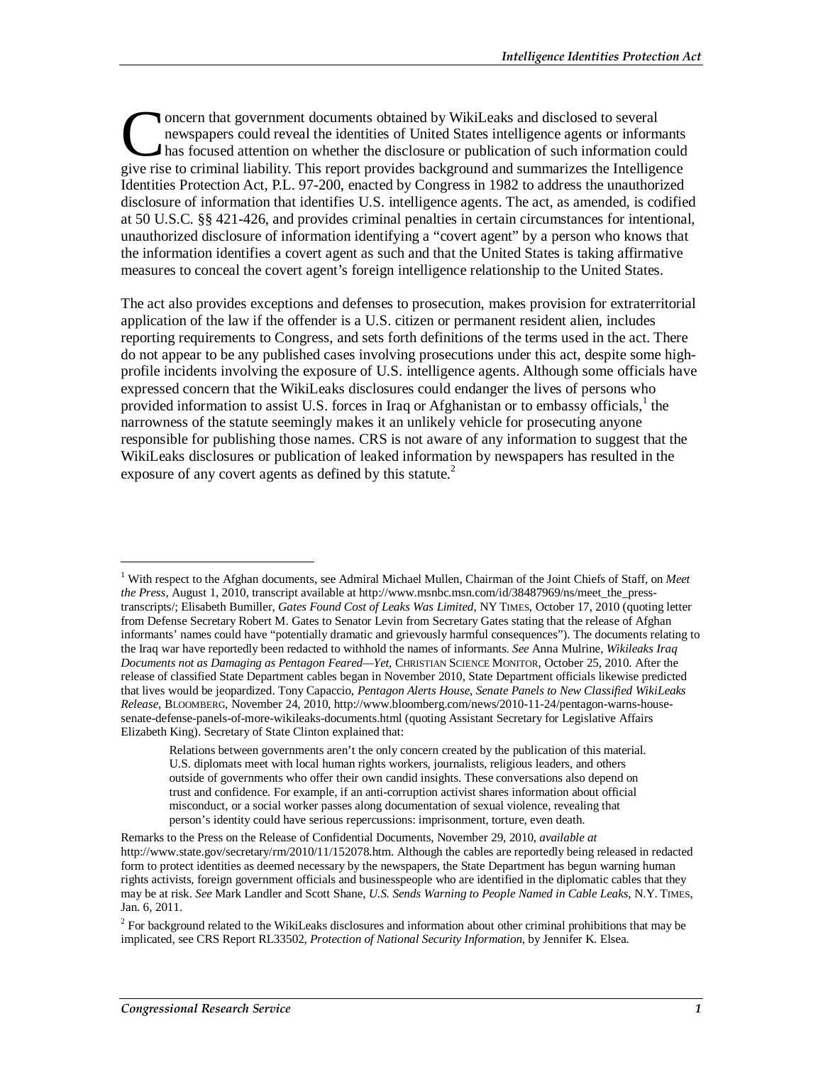Concern that government documents obtained by WikiLeaks and disclosed to several newspapers could reveal the identities of United States intelligence agents or informants has focused attention on whether the disclosure or publication of such information could give rise to criminal liability. This report provides background and summarizes the Intelligence Identities Protection Act, P.L. 97-200, enacted by Congress in 1982 to address the unauthorized disclosure of information that identifies U.S. intelligence agents. The act, as amended, is codified at 50 U.S.C. §§ 421-426, and provides criminal penalties in certain circumstances for intentional, unauthorized disclosure of information identifying a "covert agent" by a person who knows that the information identifies a covert agent as such and that the United States is taking affirmative measures to conceal the covert agent's foreign intelligence relationship to the United States.

The act also provides exceptions and defenses to prosecution, makes provision for extraterritorial application of the law if the offender is a U.S. citizen or permanent resident alien, includes reporting requirements to Congress, and sets forth definitions of the terms used in the act. There do not appear to be any published cases involving prosecutions under this act, despite some high-profile incidents involving the exposure of U.S. intelligence agents. Although some officials have expressed concern that the WikiLeaks disclosures could endanger the lives of persons who provided information to assist U.S. forces in Iraq or Afghanistan or to embassy officials,[1] the narrowness of the statute seemingly makes it an unlikely vehicle for prosecuting anyone responsible for publishing those names. CRS is not aware of any information to suggest that the WikiLeaks disclosures or publication of leaked information by newspapers has resulted in the exposure of any covert agents as defined by this statute.[2]

---

[1] With respect to the Afghan documents, see Admiral Michael Mullen, Chairman of the Joint Chiefs of Staff, on *Meet the Press*, August 1, 2010, transcript available at http://www.msnbc.msn.com/id/38487969/ns/meet_the_press-transcripts/; Elisabeth Bumiller, *Gates Found Cost of Leaks Was Limited*, NY TIMES, October 17, 2010 (quoting letter from Defense Secretary Robert M. Gates to Senator Levin from Secretary Gates stating that the release of Afghan informants' names could have "potentially dramatic and grievously harmful consequences"). The documents relating to the Iraq war have reportedly been redacted to withhold the names of informants. *See* Anna Mulrine, *Wikileaks Iraq Documents not as Damaging as Pentagon Feared—Yet*, CHRISTIAN SCIENCE MONITOR, October 25, 2010. After the release of classified State Department cables began in November 2010, State Department officials likewise predicted that lives would be jeopardized. Tony Capaccio, *Pentagon Alerts House, Senate Panels to New Classified WikiLeaks Release*, BLOOMBERG, November 24, 2010, http://www.bloomberg.com/news/2010-11-24/pentagon-warns-house-senate-defense-panels-of-more-wikileaks-documents.html (quoting Assistant Secretary for Legislative Affairs Elizabeth King). Secretary of State Clinton explained that:

> Relations between governments aren't the only concern created by the publication of this material. U.S. diplomats meet with local human rights workers, journalists, religious leaders, and others outside of governments who offer their own candid insights. These conversations also depend on trust and confidence. For example, if an anti-corruption activist shares information about official misconduct, or a social worker passes along documentation of sexual violence, revealing that person's identity could have serious repercussions: imprisonment, torture, even death.

Remarks to the Press on the Release of Confidential Documents, November 29, 2010, *available at* http://www.state.gov/secretary/rm/2010/11/152078.htm. Although the cables are reportedly being released in redacted form to protect identities as deemed necessary by the newspapers, the State Department has begun warning human rights activists, foreign government officials and businesspeople who are identified in the diplomatic cables that they may be at risk. *See* Mark Landler and Scott Shane, *U.S. Sends Warning to People Named in Cable Leaks*, N.Y. TIMES, Jan. 6, 2011.

[2] For background related to the WikiLeaks disclosures and information about other criminal prohibitions that may be implicated, see CRS Report RL33502, *Protection of National Security Information*, by Jennifer K. Elsea.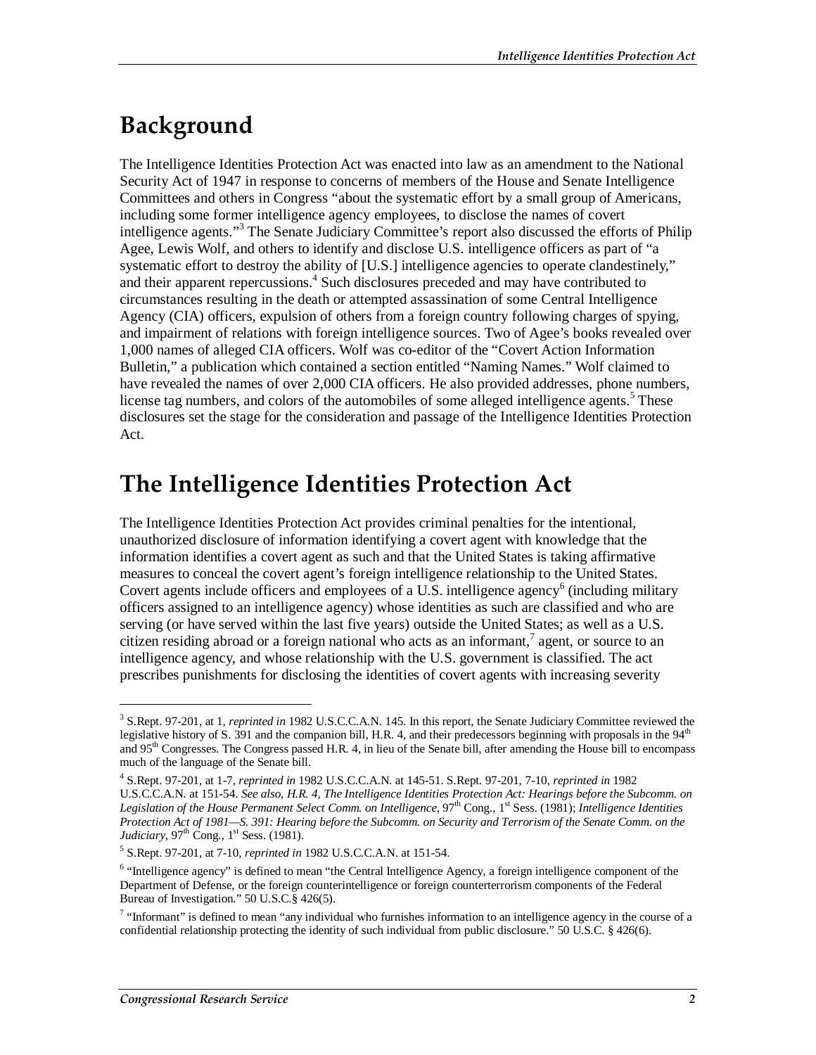## Background

The Intelligence Identities Protection Act was enacted into law as an amendment to the National Security Act of 1947 in response to concerns of members of the House and Senate Intelligence Committees and others in Congress "about the systematic effort by a small group of Americans, including some former intelligence agency employees, to disclose the names of covert intelligence agents."[3] The Senate Judiciary Committee's report also discussed the efforts of Philip Agee, Lewis Wolf, and others to identify and disclose U.S. intelligence officers as part of "a systematic effort to destroy the ability of [U.S.] intelligence agencies to operate clandestinely," and their apparent repercussions.[4] Such disclosures preceded and may have contributed to circumstances resulting in the death or attempted assassination of some Central Intelligence Agency (CIA) officers, expulsion of others from a foreign country following charges of spying, and impairment of relations with foreign intelligence sources. Two of Agee's books revealed over 1,000 names of alleged CIA officers. Wolf was co-editor of the "Covert Action Information Bulletin," a publication which contained a section entitled "Naming Names." Wolf claimed to have revealed the names of over 2,000 CIA officers. He also provided addresses, phone numbers, license tag numbers, and colors of the automobiles of some alleged intelligence agents.[5] These disclosures set the stage for the consideration and passage of the Intelligence Identities Protection Act.

## The Intelligence Identities Protection Act

The Intelligence Identities Protection Act provides criminal penalties for the intentional, unauthorized disclosure of information identifying a covert agent with knowledge that the information identifies a covert agent as such and that the United States is taking affirmative measures to conceal the covert agent's foreign intelligence relationship to the United States. Covert agents include officers and employees of a U.S. intelligence agency[6] (including military officers assigned to an intelligence agency) whose identities as such are classified and who are serving (or have served within the last five years) outside the United States; as well as a U.S. citizen residing abroad or a foreign national who acts as an informant,[7] agent, or source to an intelligence agency, and whose relationship with the U.S. government is classified. The act prescribes punishments for disclosing the identities of covert agents with increasing severity

---

[3] S.Rept. 97-201, at 1, *reprinted in* 1982 U.S.C.C.A.N. 145. In this report, the Senate Judiciary Committee reviewed the legislative history of S. 391 and the companion bill, H.R. 4, and their predecessors beginning with proposals in the 94th and 95th Congresses. The Congress passed H.R. 4, in lieu of the Senate bill, after amending the House bill to encompass much of the language of the Senate bill.

[4] S.Rept. 97-201, at 1-7, *reprinted in* 1982 U.S.C.C.A.N. at 145-51. S.Rept. 97-201, 7-10, *reprinted in* 1982 U.S.C.C.A.N. at 151-54. *See also*, *H.R. 4, The Intelligence Identities Protection Act: Hearings before the Subcomm. on Legislation of the House Permanent Select Comm. on Intelligence*, 97th Cong., 1st Sess. (1981); *Intelligence Identities Protection Act of 1981—S. 391: Hearing before the Subcomm. on Security and Terrorism of the Senate Comm. on the Judiciary*, 97th Cong., 1st Sess. (1981).

[5] S.Rept. 97-201, at 7-10, *reprinted in* 1982 U.S.C.C.A.N. at 151-54.

[6] "Intelligence agency" is defined to mean "the Central Intelligence Agency, a foreign intelligence component of the Department of Defense, or the foreign counterintelligence or foreign counterterrorism components of the Federal Bureau of Investigation." 50 U.S.C.§ 426(5).

[7] "Informant" is defined to mean "any individual who furnishes information to an intelligence agency in the course of a confidential relationship protecting the identity of such individual from public disclosure." 50 U.S.C. § 426(6).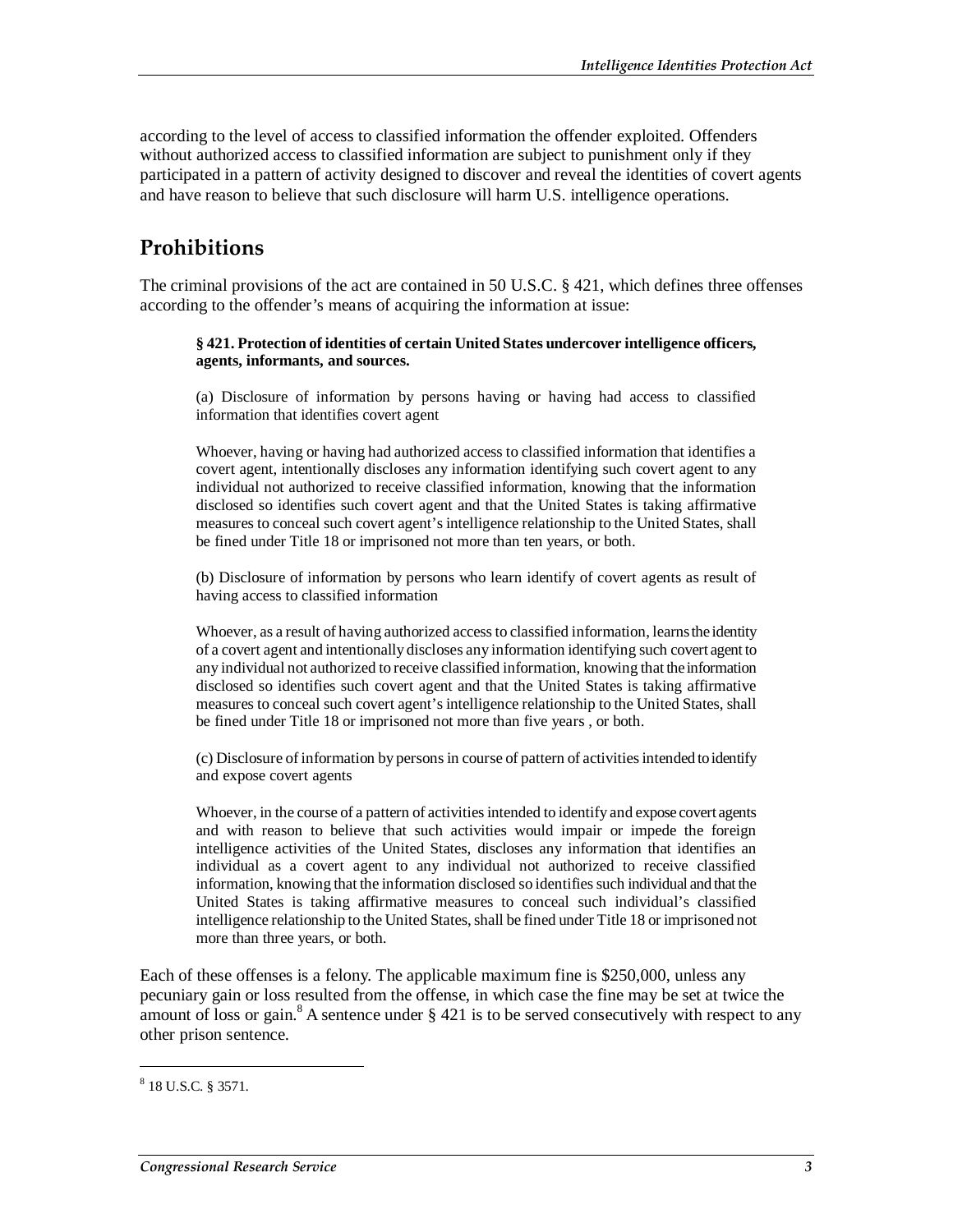according to the level of access to classified information the offender exploited. Offenders without authorized access to classified information are subject to punishment only if they participated in a pattern of activity designed to discover and reveal the identities of covert agents and have reason to believe that such disclosure will harm U.S. intelligence operations.

## Prohibitions

The criminal provisions of the act are contained in 50 U.S.C. § 421, which defines three offenses according to the offender's means of acquiring the information at issue:

> **§ 421. Protection of identities of certain United States undercover intelligence officers, agents, informants, and sources.**
>
> (a) Disclosure of information by persons having or having had access to classified information that identifies covert agent
>
> Whoever, having or having had authorized access to classified information that identifies a covert agent, intentionally discloses any information identifying such covert agent to any individual not authorized to receive classified information, knowing that the information disclosed so identifies such covert agent and that the United States is taking affirmative measures to conceal such covert agent's intelligence relationship to the United States, shall be fined under Title 18 or imprisoned not more than ten years, or both.
>
> (b) Disclosure of information by persons who learn identify of covert agents as result of having access to classified information
>
> Whoever, as a result of having authorized access to classified information, learns the identity of a covert agent and intentionally discloses any information identifying such covert agent to any individual not authorized to receive classified information, knowing that the information disclosed so identifies such covert agent and that the United States is taking affirmative measures to conceal such covert agent's intelligence relationship to the United States, shall be fined under Title 18 or imprisoned not more than five years , or both.
>
> (c) Disclosure of information by persons in course of pattern of activities intended to identify and expose covert agents
>
> Whoever, in the course of a pattern of activities intended to identify and expose covert agents and with reason to believe that such activities would impair or impede the foreign intelligence activities of the United States, discloses any information that identifies an individual as a covert agent to any individual not authorized to receive classified information, knowing that the information disclosed so identifies such individual and that the United States is taking affirmative measures to conceal such individual's classified intelligence relationship to the United States, shall be fined under Title 18 or imprisoned not more than three years, or both.

Each of these offenses is a felony. The applicable maximum fine is $250,000, unless any pecuniary gain or loss resulted from the offense, in which case the fine may be set at twice the amount of loss or gain.[8] A sentence under § 421 is to be served consecutively with respect to any other prison sentence.

[8] 18 U.S.C. § 3571.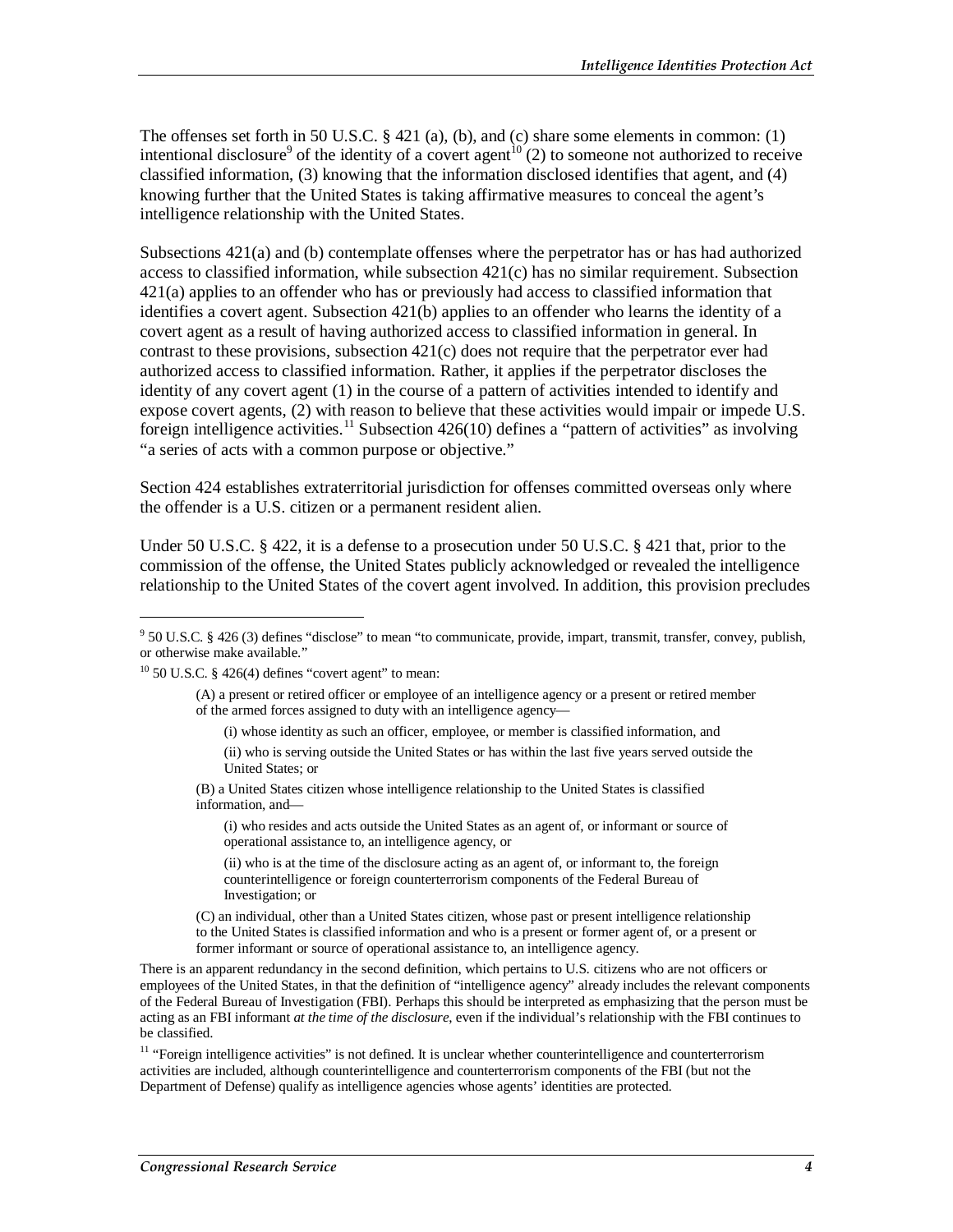The offenses set forth in 50 U.S.C. § 421 (a), (b), and (c) share some elements in common: (1) intentional disclosure[9] of the identity of a covert agent[10] (2) to someone not authorized to receive classified information, (3) knowing that the information disclosed identifies that agent, and (4) knowing further that the United States is taking affirmative measures to conceal the agent's intelligence relationship with the United States.

Subsections 421(a) and (b) contemplate offenses where the perpetrator has or has had authorized access to classified information, while subsection 421(c) has no similar requirement. Subsection 421(a) applies to an offender who has or previously had access to classified information that identifies a covert agent. Subsection 421(b) applies to an offender who learns the identity of a covert agent as a result of having authorized access to classified information in general. In contrast to these provisions, subsection 421(c) does not require that the perpetrator ever had authorized access to classified information. Rather, it applies if the perpetrator discloses the identity of any covert agent (1) in the course of a pattern of activities intended to identify and expose covert agents, (2) with reason to believe that these activities would impair or impede U.S. foreign intelligence activities.[11] Subsection 426(10) defines a "pattern of activities" as involving "a series of acts with a common purpose or objective."

Section 424 establishes extraterritorial jurisdiction for offenses committed overseas only where the offender is a U.S. citizen or a permanent resident alien.

Under 50 U.S.C. § 422, it is a defense to a prosecution under 50 U.S.C. § 421 that, prior to the commission of the offense, the United States publicly acknowledged or revealed the intelligence relationship to the United States of the covert agent involved. In addition, this provision precludes

---

[9] 50 U.S.C. § 426 (3) defines "disclose" to mean "to communicate, provide, impart, transmit, transfer, convey, publish, or otherwise make available."

[10] 50 U.S.C. § 426(4) defines "covert agent" to mean:

> (A) a present or retired officer or employee of an intelligence agency or a present or retired member of the armed forces assigned to duty with an intelligence agency—
>
> > (i) whose identity as such an officer, employee, or member is classified information, and
> >
> > (ii) who is serving outside the United States or has within the last five years served outside the United States; or
>
> (B) a United States citizen whose intelligence relationship to the United States is classified information, and—
>
> > (i) who resides and acts outside the United States as an agent of, or informant or source of operational assistance to, an intelligence agency, or
> >
> > (ii) who is at the time of the disclosure acting as an agent of, or informant to, the foreign counterintelligence or foreign counterterrorism components of the Federal Bureau of Investigation; or
>
> (C) an individual, other than a United States citizen, whose past or present intelligence relationship to the United States is classified information and who is a present or former agent of, or a present or former informant or source of operational assistance to, an intelligence agency.

There is an apparent redundancy in the second definition, which pertains to U.S. citizens who are not officers or employees of the United States, in that the definition of "intelligence agency" already includes the relevant components of the Federal Bureau of Investigation (FBI). Perhaps this should be interpreted as emphasizing that the person must be acting as an FBI informant *at the time of the disclosure*, even if the individual's relationship with the FBI continues to be classified.

[11] "Foreign intelligence activities" is not defined. It is unclear whether counterintelligence and counterterrorism activities are included, although counterintelligence and counterterrorism components of the FBI (but not the Department of Defense) qualify as intelligence agencies whose agents' identities are protected.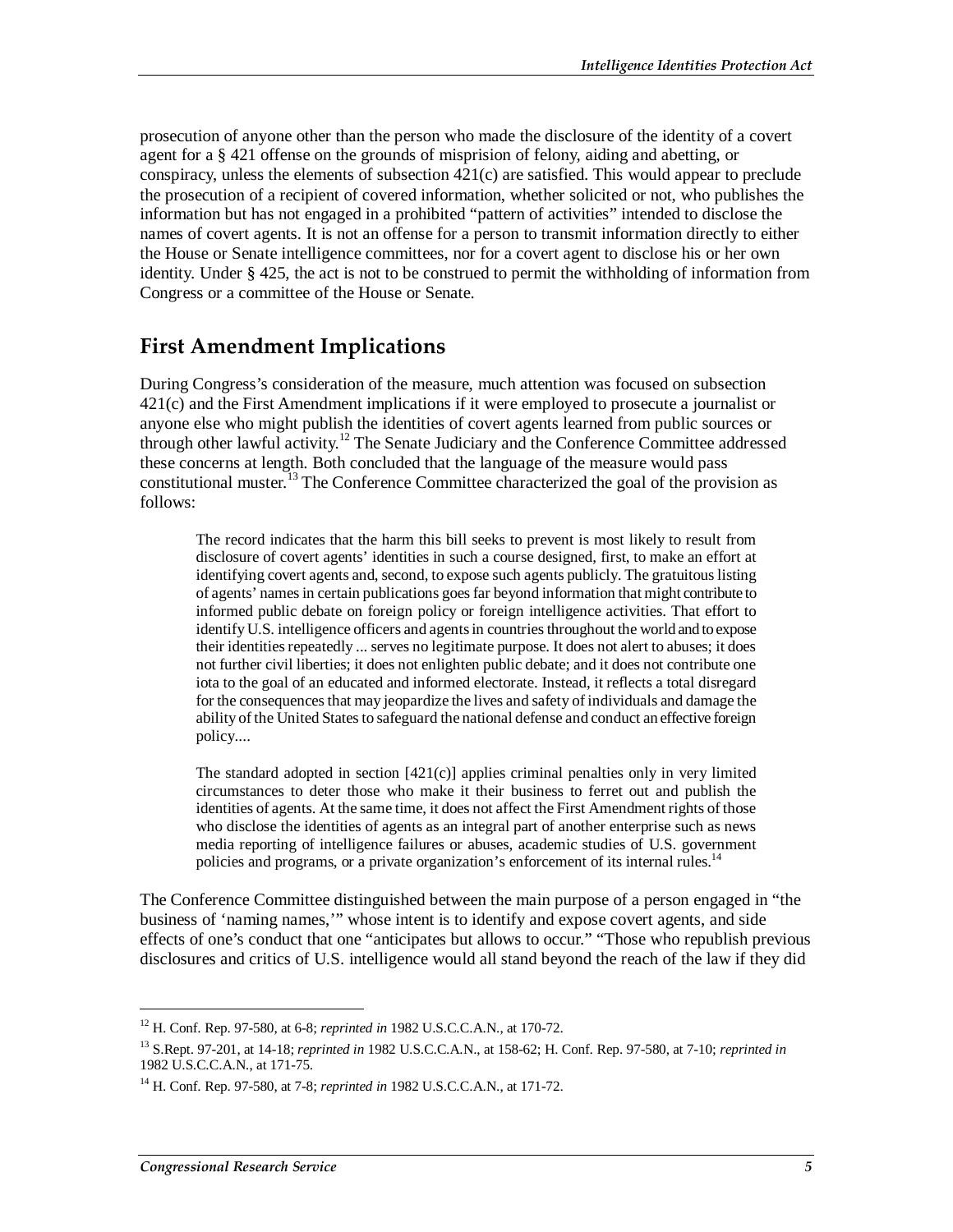prosecution of anyone other than the person who made the disclosure of the identity of a covert agent for a § 421 offense on the grounds of misprision of felony, aiding and abetting, or conspiracy, unless the elements of subsection 421(c) are satisfied. This would appear to preclude the prosecution of a recipient of covered information, whether solicited or not, who publishes the information but has not engaged in a prohibited "pattern of activities" intended to disclose the names of covert agents. It is not an offense for a person to transmit information directly to either the House or Senate intelligence committees, nor for a covert agent to disclose his or her own identity. Under § 425, the act is not to be construed to permit the withholding of information from Congress or a committee of the House or Senate.

## First Amendment Implications

During Congress's consideration of the measure, much attention was focused on subsection 421(c) and the First Amendment implications if it were employed to prosecute a journalist or anyone else who might publish the identities of covert agents learned from public sources or through other lawful activity.[12] The Senate Judiciary and the Conference Committee addressed these concerns at length. Both concluded that the language of the measure would pass constitutional muster.[13] The Conference Committee characterized the goal of the provision as follows:

> The record indicates that the harm this bill seeks to prevent is most likely to result from disclosure of covert agents' identities in such a course designed, first, to make an effort at identifying covert agents and, second, to expose such agents publicly. The gratuitous listing of agents' names in certain publications goes far beyond information that might contribute to informed public debate on foreign policy or foreign intelligence activities. That effort to identify U.S. intelligence officers and agents in countries throughout the world and to expose their identities repeatedly ... serves no legitimate purpose. It does not alert to abuses; it does not further civil liberties; it does not enlighten public debate; and it does not contribute one iota to the goal of an educated and informed electorate. Instead, it reflects a total disregard for the consequences that may jeopardize the lives and safety of individuals and damage the ability of the United States to safeguard the national defense and conduct an effective foreign policy....
>
> The standard adopted in section [421(c)] applies criminal penalties only in very limited circumstances to deter those who make it their business to ferret out and publish the identities of agents. At the same time, it does not affect the First Amendment rights of those who disclose the identities of agents as an integral part of another enterprise such as news media reporting of intelligence failures or abuses, academic studies of U.S. government policies and programs, or a private organization's enforcement of its internal rules.[14]

The Conference Committee distinguished between the main purpose of a person engaged in "the business of 'naming names,'" whose intent is to identify and expose covert agents, and side effects of one's conduct that one "anticipates but allows to occur." "Those who republish previous disclosures and critics of U.S. intelligence would all stand beyond the reach of the law if they did

---

[12] H. Conf. Rep. 97-580, at 6-8; *reprinted in* 1982 U.S.C.C.A.N., at 170-72.

[13] S.Rept. 97-201, at 14-18; *reprinted in* 1982 U.S.C.C.A.N., at 158-62; H. Conf. Rep. 97-580, at 7-10; *reprinted in* 1982 U.S.C.C.A.N., at 171-75.

[14] H. Conf. Rep. 97-580, at 7-8; *reprinted in* 1982 U.S.C.C.A.N., at 171-72.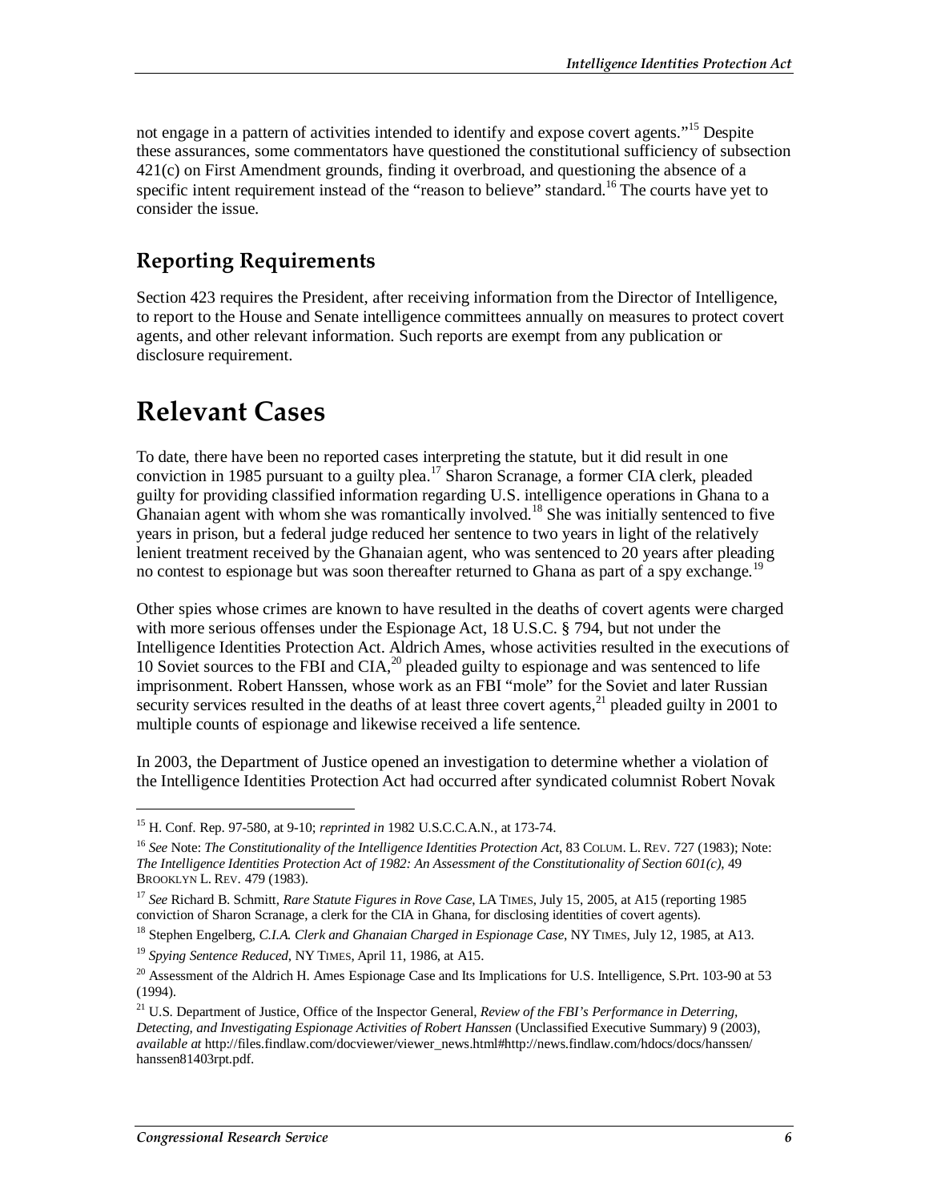not engage in a pattern of activities intended to identify and expose covert agents."[15] Despite these assurances, some commentators have questioned the constitutional sufficiency of subsection 421(c) on First Amendment grounds, finding it overbroad, and questioning the absence of a specific intent requirement instead of the "reason to believe" standard.[16] The courts have yet to consider the issue.

## Reporting Requirements

Section 423 requires the President, after receiving information from the Director of Intelligence, to report to the House and Senate intelligence committees annually on measures to protect covert agents, and other relevant information. Such reports are exempt from any publication or disclosure requirement.

# Relevant Cases

To date, there have been no reported cases interpreting the statute, but it did result in one conviction in 1985 pursuant to a guilty plea.[17] Sharon Scranage, a former CIA clerk, pleaded guilty for providing classified information regarding U.S. intelligence operations in Ghana to a Ghanaian agent with whom she was romantically involved.[18] She was initially sentenced to five years in prison, but a federal judge reduced her sentence to two years in light of the relatively lenient treatment received by the Ghanaian agent, who was sentenced to 20 years after pleading no contest to espionage but was soon thereafter returned to Ghana as part of a spy exchange.[19]

Other spies whose crimes are known to have resulted in the deaths of covert agents were charged with more serious offenses under the Espionage Act, 18 U.S.C. § 794, but not under the Intelligence Identities Protection Act. Aldrich Ames, whose activities resulted in the executions of 10 Soviet sources to the FBI and CIA,[20] pleaded guilty to espionage and was sentenced to life imprisonment. Robert Hanssen, whose work as an FBI "mole" for the Soviet and later Russian security services resulted in the deaths of at least three covert agents,[21] pleaded guilty in 2001 to multiple counts of espionage and likewise received a life sentence.

In 2003, the Department of Justice opened an investigation to determine whether a violation of the Intelligence Identities Protection Act had occurred after syndicated columnist Robert Novak

---

[15] H. Conf. Rep. 97-580, at 9-10; *reprinted in* 1982 U.S.C.C.A.N., at 173-74.

[16] *See* Note: *The Constitutionality of the Intelligence Identities Protection Act*, 83 COLUM. L. REV. 727 (1983); Note: *The Intelligence Identities Protection Act of 1982: An Assessment of the Constitutionality of Section 601(c)*, 49 BROOKLYN L. REV. 479 (1983).

[17] *See* Richard B. Schmitt, *Rare Statute Figures in Rove Case*, LA TIMES, July 15, 2005, at A15 (reporting 1985 conviction of Sharon Scranage, a clerk for the CIA in Ghana, for disclosing identities of covert agents).

[18] Stephen Engelberg, *C.I.A. Clerk and Ghanaian Charged in Espionage Case*, NY TIMES, July 12, 1985, at A13.

[19] *Spying Sentence Reduced*, NY TIMES, April 11, 1986, at A15.

[20] Assessment of the Aldrich H. Ames Espionage Case and Its Implications for U.S. Intelligence, S.Prt. 103-90 at 53 (1994).

[21] U.S. Department of Justice, Office of the Inspector General, *Review of the FBI's Performance in Deterring, Detecting, and Investigating Espionage Activities of Robert Hanssen* (Unclassified Executive Summary) 9 (2003), *available at* http://files.findlaw.com/docviewer/viewer_news.html#http://news.findlaw.com/hdocs/docs/hanssen/hanssen81403rpt.pdf.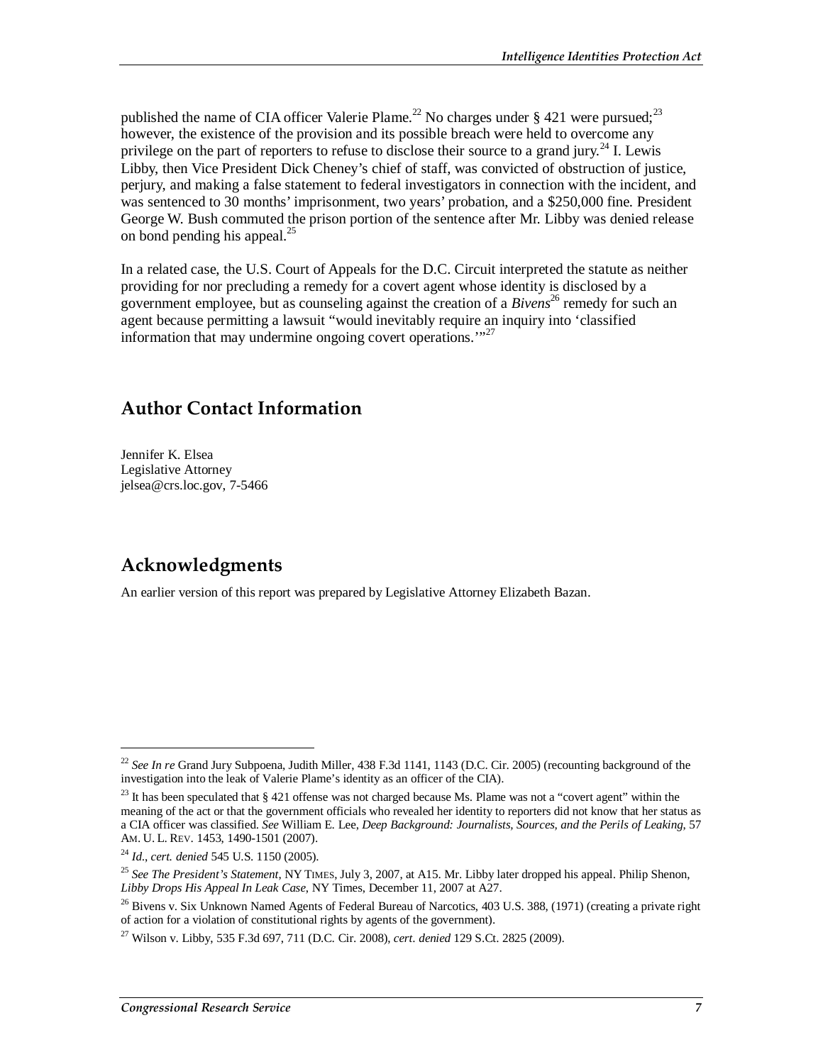published the name of CIA officer Valerie Plame.[22] No charges under § 421 were pursued;[23] however, the existence of the provision and its possible breach were held to overcome any privilege on the part of reporters to refuse to disclose their source to a grand jury.[24] I. Lewis Libby, then Vice President Dick Cheney's chief of staff, was convicted of obstruction of justice, perjury, and making a false statement to federal investigators in connection with the incident, and was sentenced to 30 months' imprisonment, two years' probation, and a $250,000 fine. President George W. Bush commuted the prison portion of the sentence after Mr. Libby was denied release on bond pending his appeal.[25]

In a related case, the U.S. Court of Appeals for the D.C. Circuit interpreted the statute as neither providing for nor precluding a remedy for a covert agent whose identity is disclosed by a government employee, but as counseling against the creation of a *Bivens*[26] remedy for such an agent because permitting a lawsuit "would inevitably require an inquiry into 'classified information that may undermine ongoing covert operations.'"[27]

## Author Contact Information

Jennifer K. Elsea
Legislative Attorney
jelsea@crs.loc.gov, 7-5466

## Acknowledgments

An earlier version of this report was prepared by Legislative Attorney Elizabeth Bazan.

---

[22] *See In re* Grand Jury Subpoena, Judith Miller, 438 F.3d 1141, 1143 (D.C. Cir. 2005) (recounting background of the investigation into the leak of Valerie Plame's identity as an officer of the CIA).

[23] It has been speculated that § 421 offense was not charged because Ms. Plame was not a "covert agent" within the meaning of the act or that the government officials who revealed her identity to reporters did not know that her status as a CIA officer was classified. *See* William E. Lee, *Deep Background: Journalists, Sources, and the Perils of Leaking*, 57 AM. U. L. REV. 1453, 1490-1501 (2007).

[24] *Id.*, *cert. denied* 545 U.S. 1150 (2005).

[25] *See The President's Statement*, NY TIMES, July 3, 2007, at A15. Mr. Libby later dropped his appeal. Philip Shenon, *Libby Drops His Appeal In Leak Case*, NY Times, December 11, 2007 at A27.

[26] Bivens v. Six Unknown Named Agents of Federal Bureau of Narcotics, 403 U.S. 388, (1971) (creating a private right of action for a violation of constitutional rights by agents of the government).

[27] Wilson v. Libby, 535 F.3d 697, 711 (D.C. Cir. 2008), *cert. denied* 129 S.Ct. 2825 (2009).